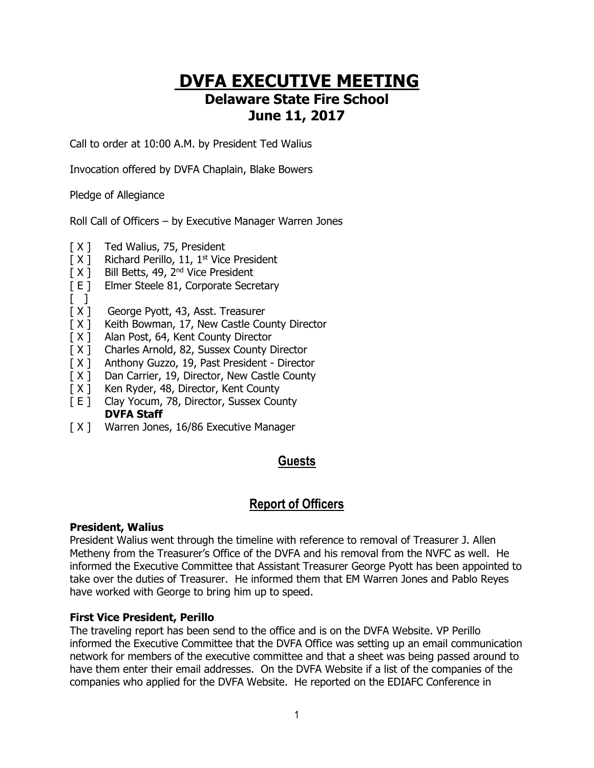# DVFA EXECUTIVE MEETING

## Delaware State Fire School

## June 11, 2017

Call to order at 10:00 A.M. by President Ted Walius

Invocation offered by DVFA Chaplain, Blake Bowers

Pledge of Allegiance

Roll Call of Officers – by Executive Manager Warren Jones

[ X ] Ted Walius, 75, President
[ X ] Richard Perillo, 11, 1st Vice President
[ X ] Bill Betts, 49, 2nd Vice President
[ E ] Elmer Steele 81, Corporate Secretary
[ ]
[ X ] George Pyott, 43, Asst. Treasurer
[ X ] Keith Bowman, 17, New Castle County Director
[ X ] Alan Post, 64, Kent County Director
[ X ] Charles Arnold, 82, Sussex County Director
[ X ] Anthony Guzzo, 19, Past President - Director
[ X ] Dan Carrier, 19, Director, New Castle County
[ X ] Ken Ryder, 48, Director, Kent County
[ E ] Clay Yocum, 78, Director, Sussex County
**DVFA Staff**
[ X ] Warren Jones, 16/86 Executive Manager

## Guests

## Report of Officers

**President, Walius**
President Walius went through the timeline with reference to removal of Treasurer J. Allen Metheny from the Treasurer's Office of the DVFA and his removal from the NVFC as well. He informed the Executive Committee that Assistant Treasurer George Pyott has been appointed to take over the duties of Treasurer. He informed them that EM Warren Jones and Pablo Reyes have worked with George to bring him up to speed.

**First Vice President, Perillo**
The traveling report has been send to the office and is on the DVFA Website. VP Perillo informed the Executive Committee that the DVFA Office was setting up an email communication network for members of the executive committee and that a sheet was being passed around to have them enter their email addresses. On the DVFA Website if a list of the companies of the companies who applied for the DVFA Website. He reported on the EDIAFC Conference in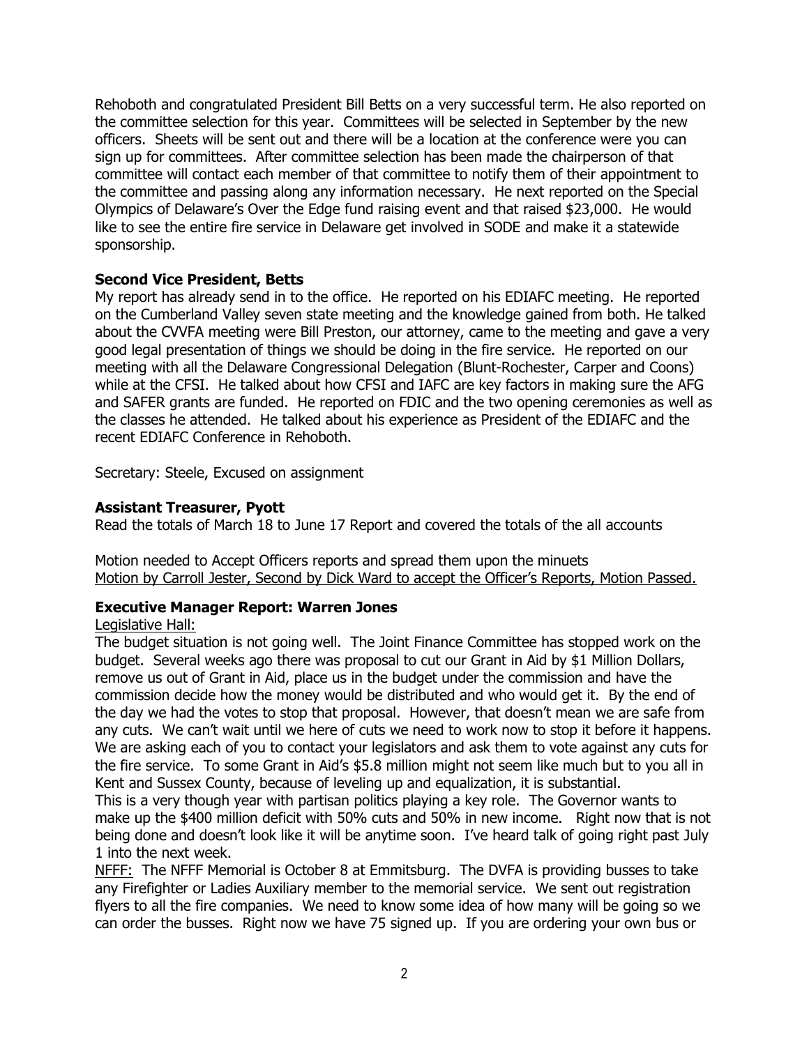Rehoboth and congratulated President Bill Betts on a very successful term. He also reported on the committee selection for this year. Committees will be selected in September by the new officers. Sheets will be sent out and there will be a location at the conference were you can sign up for committees. After committee selection has been made the chairperson of that committee will contact each member of that committee to notify them of their appointment to the committee and passing along any information necessary. He next reported on the Special Olympics of Delaware's Over the Edge fund raising event and that raised $23,000. He would like to see the entire fire service in Delaware get involved in SODE and make it a statewide sponsorship.

**Second Vice President, Betts**

My report has already send in to the office. He reported on his EDIAFC meeting. He reported on the Cumberland Valley seven state meeting and the knowledge gained from both. He talked about the CVVFA meeting were Bill Preston, our attorney, came to the meeting and gave a very good legal presentation of things we should be doing in the fire service. He reported on our meeting with all the Delaware Congressional Delegation (Blunt-Rochester, Carper and Coons) while at the CFSI. He talked about how CFSI and IAFC are key factors in making sure the AFG and SAFER grants are funded. He reported on FDIC and the two opening ceremonies as well as the classes he attended. He talked about his experience as President of the EDIAFC and the recent EDIAFC Conference in Rehoboth.

Secretary: Steele, Excused on assignment

**Assistant Treasurer, Pyott**

Read the totals of March 18 to June 17 Report and covered the totals of the all accounts

Motion needed to Accept Officers reports and spread them upon the minuets
<u>Motion by Carroll Jester, Second by Dick Ward to accept the Officer's Reports, Motion Passed.</u>

**Executive Manager Report: Warren Jones**

<u>Legislative Hall:</u>
The budget situation is not going well. The Joint Finance Committee has stopped work on the budget. Several weeks ago there was proposal to cut our Grant in Aid by $1 Million Dollars, remove us out of Grant in Aid, place us in the budget under the commission and have the commission decide how the money would be distributed and who would get it. By the end of the day we had the votes to stop that proposal. However, that doesn't mean we are safe from any cuts. We can't wait until we here of cuts we need to work now to stop it before it happens. We are asking each of you to contact your legislators and ask them to vote against any cuts for the fire service. To some Grant in Aid's $5.8 million might not seem like much but to you all in Kent and Sussex County, because of leveling up and equalization, it is substantial.
This is a very though year with partisan politics playing a key role. The Governor wants to make up the $400 million deficit with 50% cuts and 50% in new income. Right now that is not being done and doesn't look like it will be anytime soon. I've heard talk of going right past July 1 into the next week.

<u>NFFF:</u> The NFFF Memorial is October 8 at Emmitsburg. The DVFA is providing busses to take any Firefighter or Ladies Auxiliary member to the memorial service. We sent out registration flyers to all the fire companies. We need to know some idea of how many will be going so we can order the busses. Right now we have 75 signed up. If you are ordering your own bus or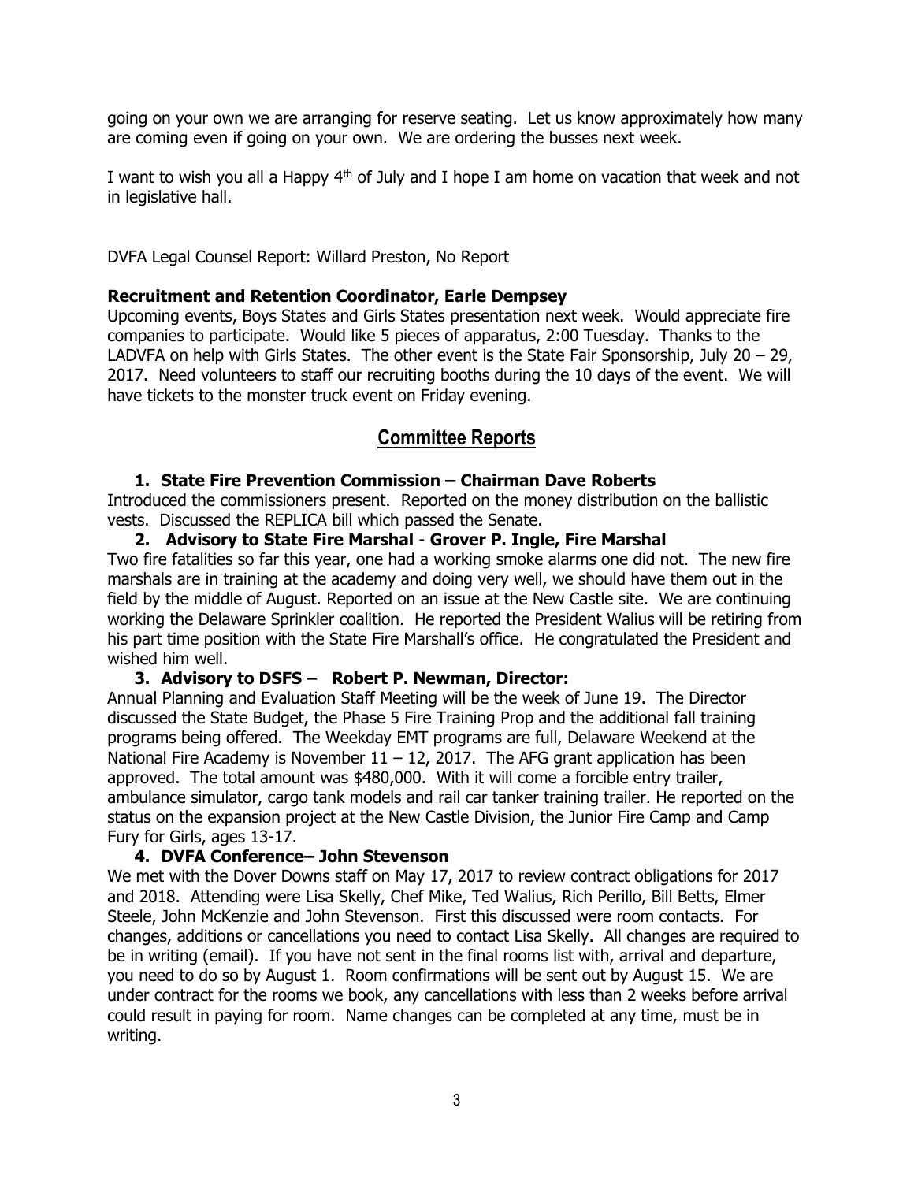going on your own we are arranging for reserve seating. Let us know approximately how many are coming even if going on your own. We are ordering the busses next week.

I want to wish you all a Happy 4th of July and I hope I am home on vacation that week and not in legislative hall.

DVFA Legal Counsel Report: Willard Preston, No Report

**Recruitment and Retention Coordinator, Earle Dempsey**

Upcoming events, Boys States and Girls States presentation next week. Would appreciate fire companies to participate. Would like 5 pieces of apparatus, 2:00 Tuesday. Thanks to the LADVFA on help with Girls States. The other event is the State Fair Sponsorship, July 20 – 29, 2017. Need volunteers to staff our recruiting booths during the 10 days of the event. We will have tickets to the monster truck event on Friday evening.

## Committee Reports

**1. State Fire Prevention Commission – Chairman Dave Roberts**

Introduced the commissioners present. Reported on the money distribution on the ballistic vests. Discussed the REPLICA bill which passed the Senate.

**2. Advisory to State Fire Marshal - Grover P. Ingle, Fire Marshal**

Two fire fatalities so far this year, one had a working smoke alarms one did not. The new fire marshals are in training at the academy and doing very well, we should have them out in the field by the middle of August. Reported on an issue at the New Castle site. We are continuing working the Delaware Sprinkler coalition. He reported the President Walius will be retiring from his part time position with the State Fire Marshall's office. He congratulated the President and wished him well.

**3. Advisory to DSFS – Robert P. Newman, Director:**

Annual Planning and Evaluation Staff Meeting will be the week of June 19. The Director discussed the State Budget, the Phase 5 Fire Training Prop and the additional fall training programs being offered. The Weekday EMT programs are full, Delaware Weekend at the National Fire Academy is November 11 – 12, 2017. The AFG grant application has been approved. The total amount was $480,000. With it will come a forcible entry trailer, ambulance simulator, cargo tank models and rail car tanker training trailer. He reported on the status on the expansion project at the New Castle Division, the Junior Fire Camp and Camp Fury for Girls, ages 13-17.

**4. DVFA Conference– John Stevenson**

We met with the Dover Downs staff on May 17, 2017 to review contract obligations for 2017 and 2018. Attending were Lisa Skelly, Chef Mike, Ted Walius, Rich Perillo, Bill Betts, Elmer Steele, John McKenzie and John Stevenson. First this discussed were room contacts. For changes, additions or cancellations you need to contact Lisa Skelly. All changes are required to be in writing (email). If you have not sent in the final rooms list with, arrival and departure, you need to do so by August 1. Room confirmations will be sent out by August 15. We are under contract for the rooms we book, any cancellations with less than 2 weeks before arrival could result in paying for room. Name changes can be completed at any time, must be in writing.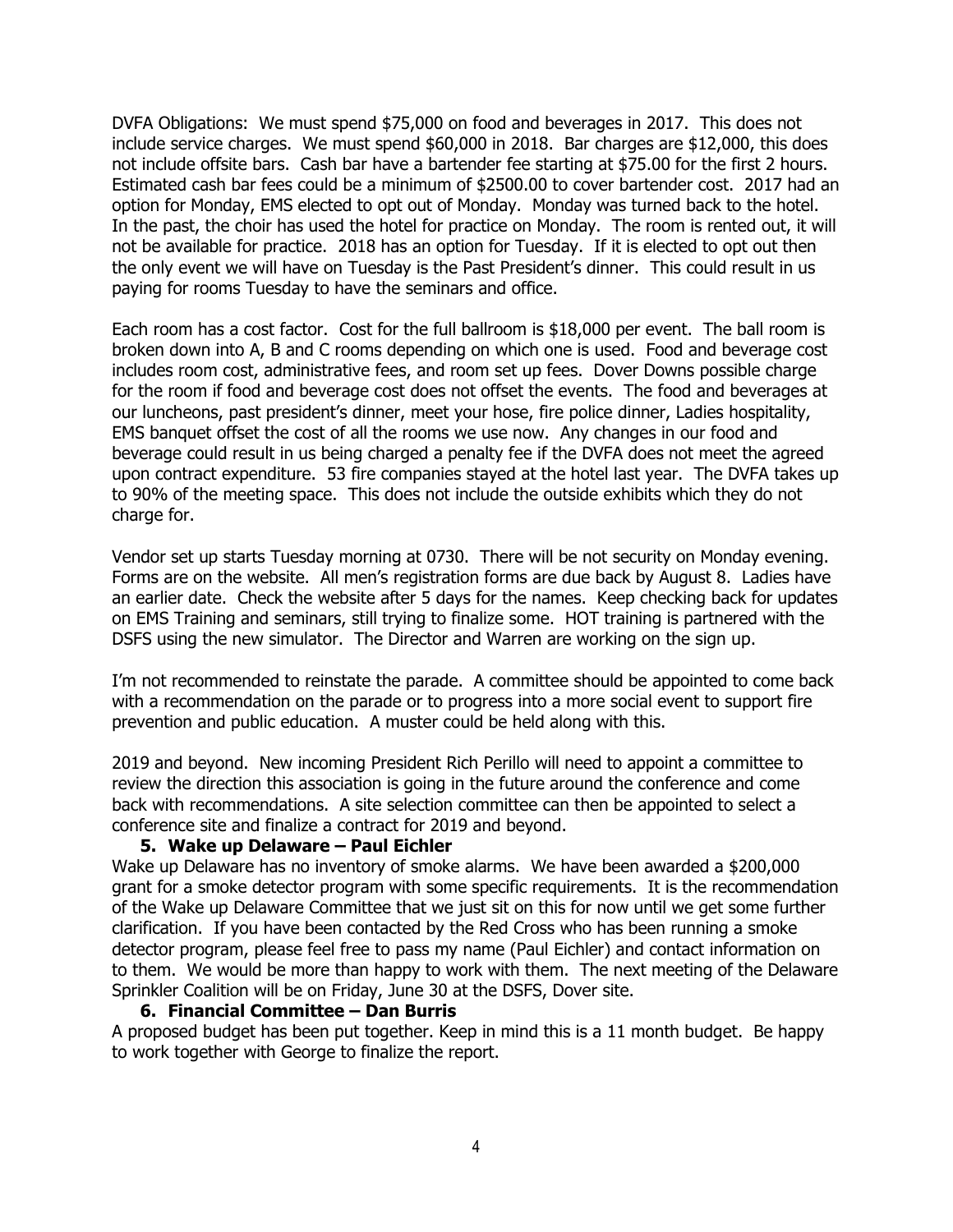DVFA Obligations: We must spend $75,000 on food and beverages in 2017. This does not include service charges. We must spend $60,000 in 2018. Bar charges are $12,000, this does not include offsite bars. Cash bar have a bartender fee starting at $75.00 for the first 2 hours. Estimated cash bar fees could be a minimum of $2500.00 to cover bartender cost. 2017 had an option for Monday, EMS elected to opt out of Monday. Monday was turned back to the hotel. In the past, the choir has used the hotel for practice on Monday. The room is rented out, it will not be available for practice. 2018 has an option for Tuesday. If it is elected to opt out then the only event we will have on Tuesday is the Past President's dinner. This could result in us paying for rooms Tuesday to have the seminars and office.

Each room has a cost factor. Cost for the full ballroom is $18,000 per event. The ball room is broken down into A, B and C rooms depending on which one is used. Food and beverage cost includes room cost, administrative fees, and room set up fees. Dover Downs possible charge for the room if food and beverage cost does not offset the events. The food and beverages at our luncheons, past president's dinner, meet your hose, fire police dinner, Ladies hospitality, EMS banquet offset the cost of all the rooms we use now. Any changes in our food and beverage could result in us being charged a penalty fee if the DVFA does not meet the agreed upon contract expenditure. 53 fire companies stayed at the hotel last year. The DVFA takes up to 90% of the meeting space. This does not include the outside exhibits which they do not charge for.

Vendor set up starts Tuesday morning at 0730. There will be not security on Monday evening. Forms are on the website. All men's registration forms are due back by August 8. Ladies have an earlier date. Check the website after 5 days for the names. Keep checking back for updates on EMS Training and seminars, still trying to finalize some. HOT training is partnered with the DSFS using the new simulator. The Director and Warren are working on the sign up.

I'm not recommended to reinstate the parade. A committee should be appointed to come back with a recommendation on the parade or to progress into a more social event to support fire prevention and public education. A muster could be held along with this.

2019 and beyond. New incoming President Rich Perillo will need to appoint a committee to review the direction this association is going in the future around the conference and come back with recommendations. A site selection committee can then be appointed to select a conference site and finalize a contract for 2019 and beyond.

**5. Wake up Delaware – Paul Eichler**

Wake up Delaware has no inventory of smoke alarms. We have been awarded a $200,000 grant for a smoke detector program with some specific requirements. It is the recommendation of the Wake up Delaware Committee that we just sit on this for now until we get some further clarification. If you have been contacted by the Red Cross who has been running a smoke detector program, please feel free to pass my name (Paul Eichler) and contact information on to them. We would be more than happy to work with them. The next meeting of the Delaware Sprinkler Coalition will be on Friday, June 30 at the DSFS, Dover site.

**6. Financial Committee – Dan Burris**

A proposed budget has been put together. Keep in mind this is a 11 month budget. Be happy to work together with George to finalize the report.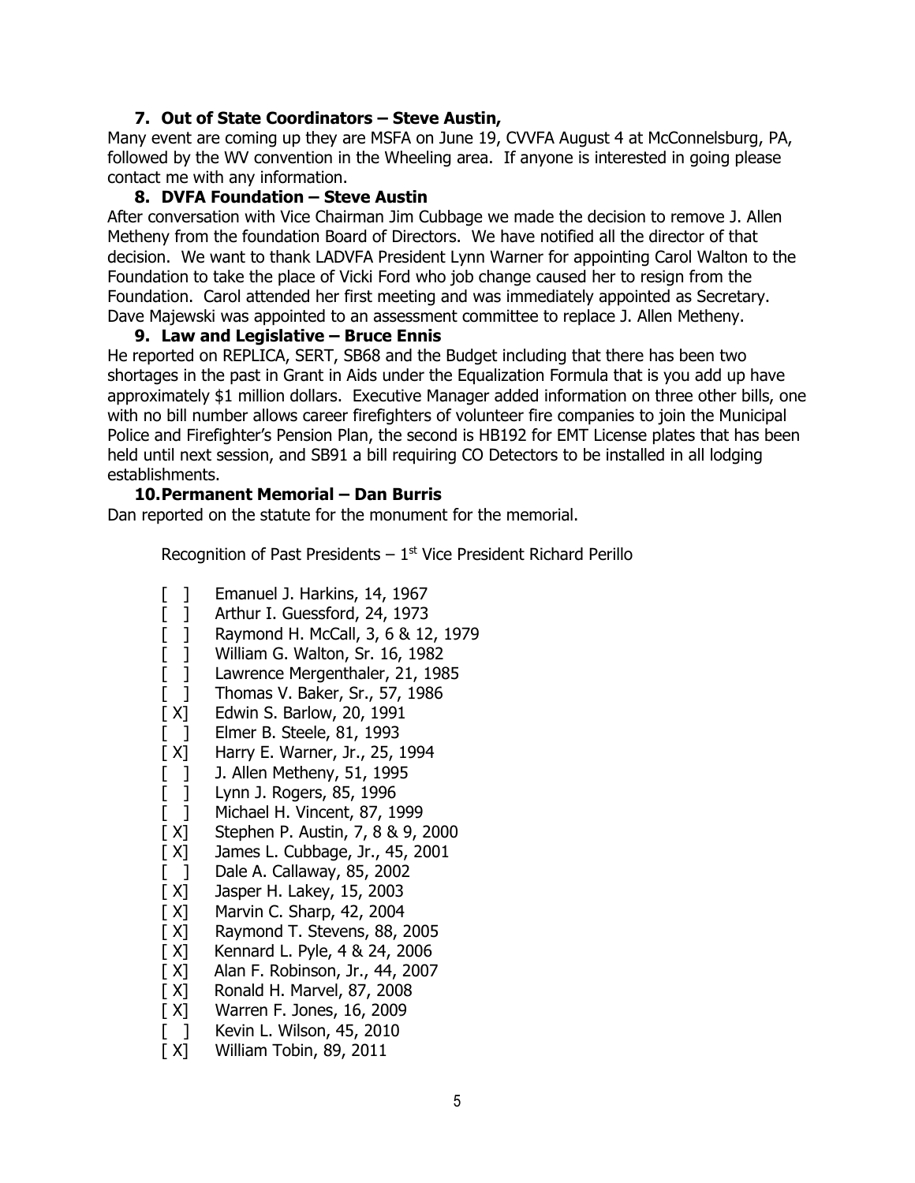### 7. Out of State Coordinators – Steve Austin,

Many event are coming up they are MSFA on June 19, CVVFA August 4 at McConnelsburg, PA, followed by the WV convention in the Wheeling area. If anyone is interested in going please contact me with any information.

### 8. DVFA Foundation – Steve Austin

After conversation with Vice Chairman Jim Cubbage we made the decision to remove J. Allen Metheny from the foundation Board of Directors. We have notified all the director of that decision. We want to thank LADVFA President Lynn Warner for appointing Carol Walton to the Foundation to take the place of Vicki Ford who job change caused her to resign from the Foundation. Carol attended her first meeting and was immediately appointed as Secretary. Dave Majewski was appointed to an assessment committee to replace J. Allen Metheny.

### 9. Law and Legislative – Bruce Ennis

He reported on REPLICA, SERT, SB68 and the Budget including that there has been two shortages in the past in Grant in Aids under the Equalization Formula that is you add up have approximately $1 million dollars. Executive Manager added information on three other bills, one with no bill number allows career firefighters of volunteer fire companies to join the Municipal Police and Firefighter's Pension Plan, the second is HB192 for EMT License plates that has been held until next session, and SB91 a bill requiring CO Detectors to be installed in all lodging establishments.

### 10. Permanent Memorial – Dan Burris

Dan reported on the statute for the monument for the memorial.

Recognition of Past Presidents – 1st Vice President Richard Perillo

- [ ] Emanuel J. Harkins, 14, 1967
- [ ] Arthur I. Guessford, 24, 1973
- [ ] Raymond H. McCall, 3, 6 & 12, 1979
- [ ] William G. Walton, Sr. 16, 1982
- [ ] Lawrence Mergenthaler, 21, 1985
- [ ] Thomas V. Baker, Sr., 57, 1986
- [X] Edwin S. Barlow, 20, 1991
- [ ] Elmer B. Steele, 81, 1993
- [X] Harry E. Warner, Jr., 25, 1994
- [ ] J. Allen Metheny, 51, 1995
- [ ] Lynn J. Rogers, 85, 1996
- [ ] Michael H. Vincent, 87, 1999
- [X] Stephen P. Austin, 7, 8 & 9, 2000
- [X] James L. Cubbage, Jr., 45, 2001
- [ ] Dale A. Callaway, 85, 2002
- [X] Jasper H. Lakey, 15, 2003
- [X] Marvin C. Sharp, 42, 2004
- [X] Raymond T. Stevens, 88, 2005
- [X] Kennard L. Pyle, 4 & 24, 2006
- [X] Alan F. Robinson, Jr., 44, 2007
- [X] Ronald H. Marvel, 87, 2008
- [X] Warren F. Jones, 16, 2009
- [ ] Kevin L. Wilson, 45, 2010
- [X] William Tobin, 89, 2011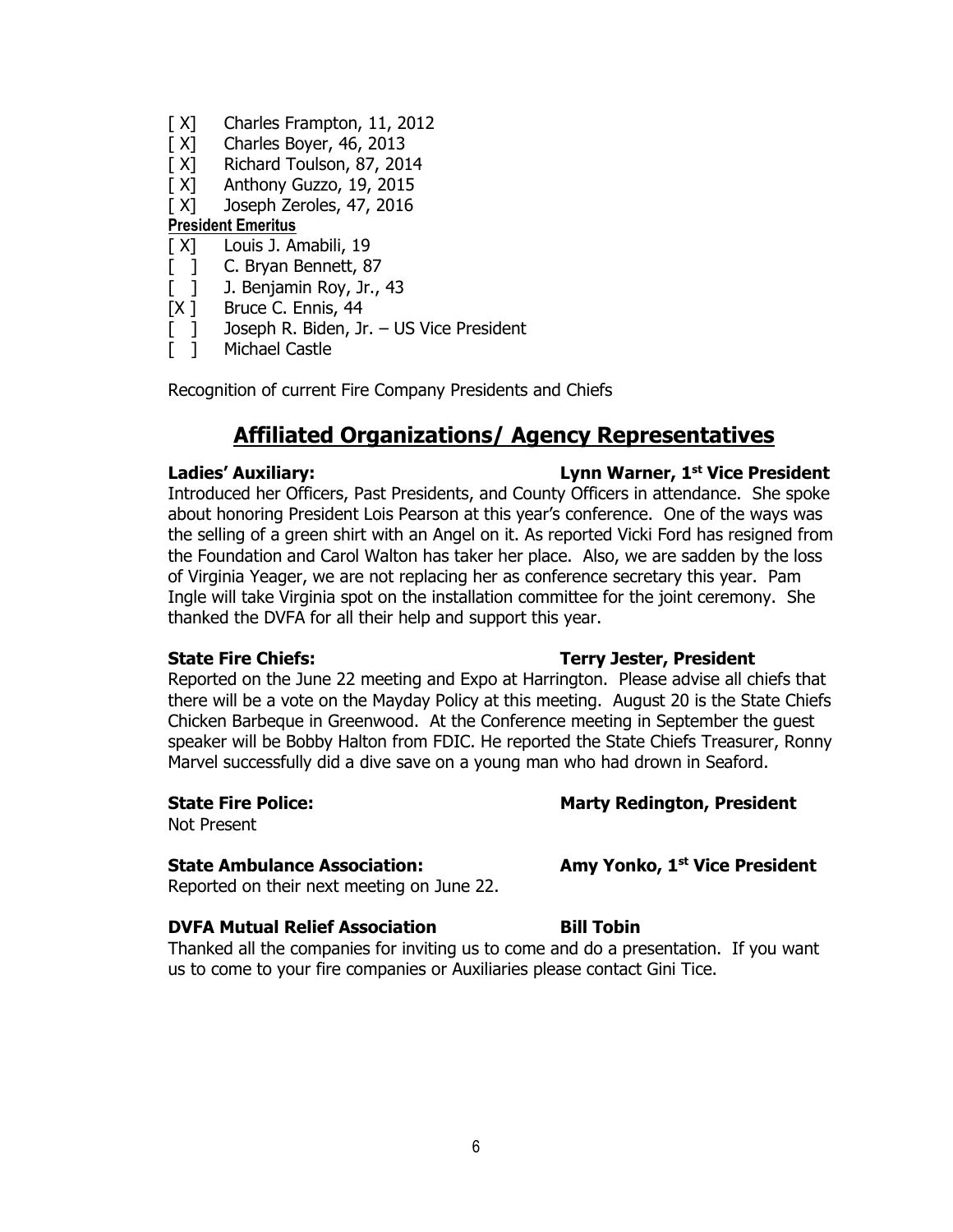[ X] Charles Frampton, 11, 2012
[ X] Charles Boyer, 46, 2013
[ X] Richard Toulson, 87, 2014
[ X] Anthony Guzzo, 19, 2015
[ X] Joseph Zeroles, 47, 2016

**President Emeritus**

[ X] Louis J. Amabili, 19
[ ] C. Bryan Bennett, 87
[ ] J. Benjamin Roy, Jr., 43
[X ] Bruce C. Ennis, 44
[ ] Joseph R. Biden, Jr. – US Vice President
[ ] Michael Castle

Recognition of current Fire Company Presidents and Chiefs

## Affiliated Organizations/ Agency Representatives

**Ladies' Auxiliary:** **Lynn Warner, 1st Vice President**

Introduced her Officers, Past Presidents, and County Officers in attendance. She spoke about honoring President Lois Pearson at this year's conference. One of the ways was the selling of a green shirt with an Angel on it. As reported Vicki Ford has resigned from the Foundation and Carol Walton has taker her place. Also, we are sadden by the loss of Virginia Yeager, we are not replacing her as conference secretary this year. Pam Ingle will take Virginia spot on the installation committee for the joint ceremony. She thanked the DVFA for all their help and support this year.

**State Fire Chiefs:** **Terry Jester, President**

Reported on the June 22 meeting and Expo at Harrington. Please advise all chiefs that there will be a vote on the Mayday Policy at this meeting. August 20 is the State Chiefs Chicken Barbeque in Greenwood. At the Conference meeting in September the guest speaker will be Bobby Halton from FDIC. He reported the State Chiefs Treasurer, Ronny Marvel successfully did a dive save on a young man who had drown in Seaford.

**State Fire Police:** **Marty Redington, President**

Not Present

**State Ambulance Association:** **Amy Yonko, 1st Vice President**

Reported on their next meeting on June 22.

**DVFA Mutual Relief Association** **Bill Tobin**

Thanked all the companies for inviting us to come and do a presentation. If you want us to come to your fire companies or Auxiliaries please contact Gini Tice.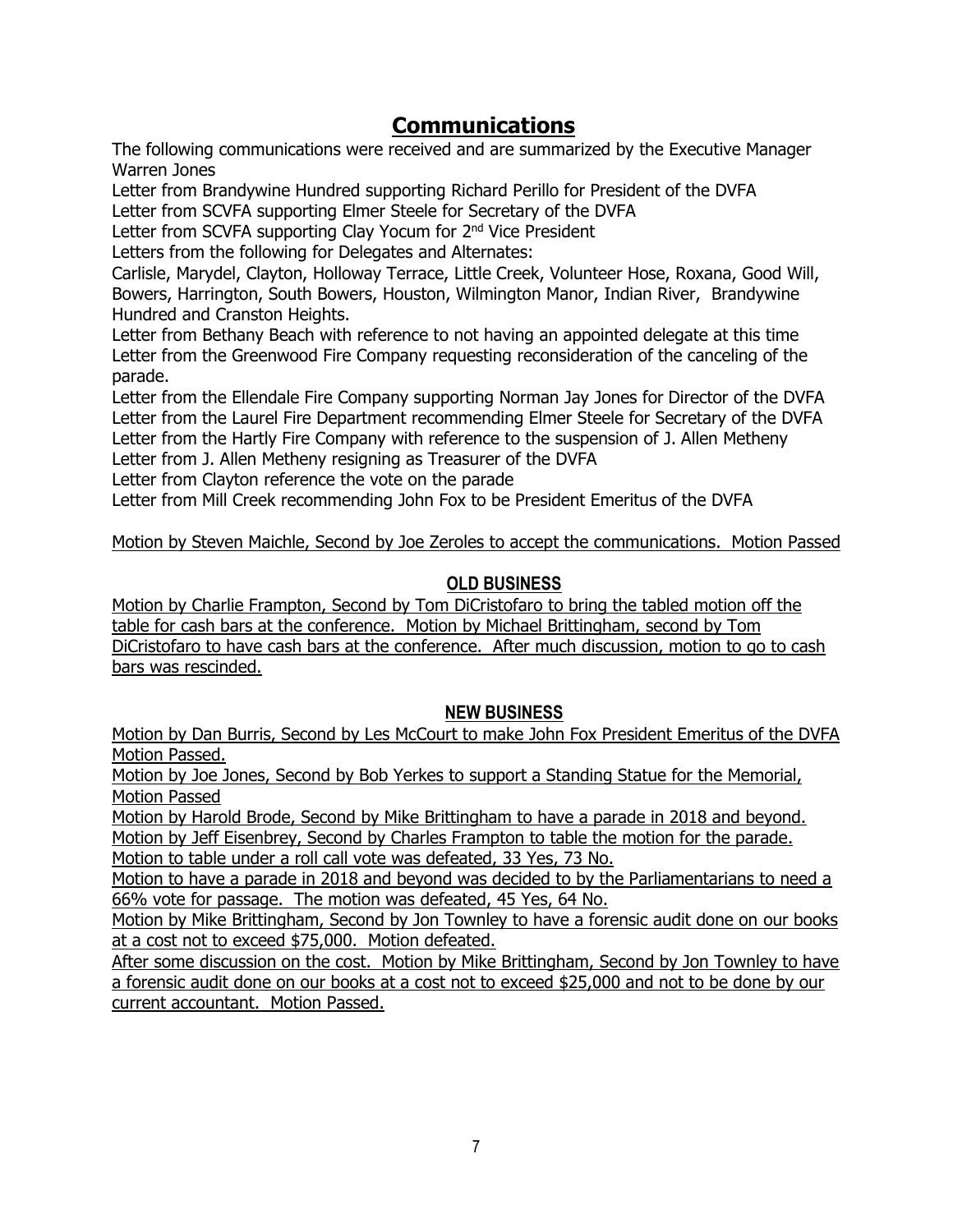# Communications

The following communications were received and are summarized by the Executive Manager Warren Jones

Letter from Brandywine Hundred supporting Richard Perillo for President of the DVFA

Letter from SCVFA supporting Elmer Steele for Secretary of the DVFA

Letter from SCVFA supporting Clay Yocum for 2nd Vice President

Letters from the following for Delegates and Alternates:

Carlisle, Marydel, Clayton, Holloway Terrace, Little Creek, Volunteer Hose, Roxana, Good Will, Bowers, Harrington, South Bowers, Houston, Wilmington Manor, Indian River, Brandywine Hundred and Cranston Heights.

Letter from Bethany Beach with reference to not having an appointed delegate at this time

Letter from the Greenwood Fire Company requesting reconsideration of the canceling of the parade.

Letter from the Ellendale Fire Company supporting Norman Jay Jones for Director of the DVFA

Letter from the Laurel Fire Department recommending Elmer Steele for Secretary of the DVFA

Letter from the Hartly Fire Company with reference to the suspension of J. Allen Metheny

Letter from J. Allen Metheny resigning as Treasurer of the DVFA

Letter from Clayton reference the vote on the parade

Letter from Mill Creek recommending John Fox to be President Emeritus of the DVFA

Motion by Steven Maichle, Second by Joe Zeroles to accept the communications. Motion Passed

## OLD BUSINESS

Motion by Charlie Frampton, Second by Tom DiCristofaro to bring the tabled motion off the table for cash bars at the conference. Motion by Michael Brittingham, second by Tom DiCristofaro to have cash bars at the conference. After much discussion, motion to go to cash bars was rescinded.

## NEW BUSINESS

Motion by Dan Burris, Second by Les McCourt to make John Fox President Emeritus of the DVFA Motion Passed.

Motion by Joe Jones, Second by Bob Yerkes to support a Standing Statue for the Memorial, Motion Passed

Motion by Harold Brode, Second by Mike Brittingham to have a parade in 2018 and beyond.

Motion by Jeff Eisenbrey, Second by Charles Frampton to table the motion for the parade.

Motion to table under a roll call vote was defeated, 33 Yes, 73 No.

Motion to have a parade in 2018 and beyond was decided to by the Parliamentarians to need a 66% vote for passage. The motion was defeated, 45 Yes, 64 No.

Motion by Mike Brittingham, Second by Jon Townley to have a forensic audit done on our books at a cost not to exceed $75,000. Motion defeated.

After some discussion on the cost. Motion by Mike Brittingham, Second by Jon Townley to have a forensic audit done on our books at a cost not to exceed $25,000 and not to be done by our current accountant. Motion Passed.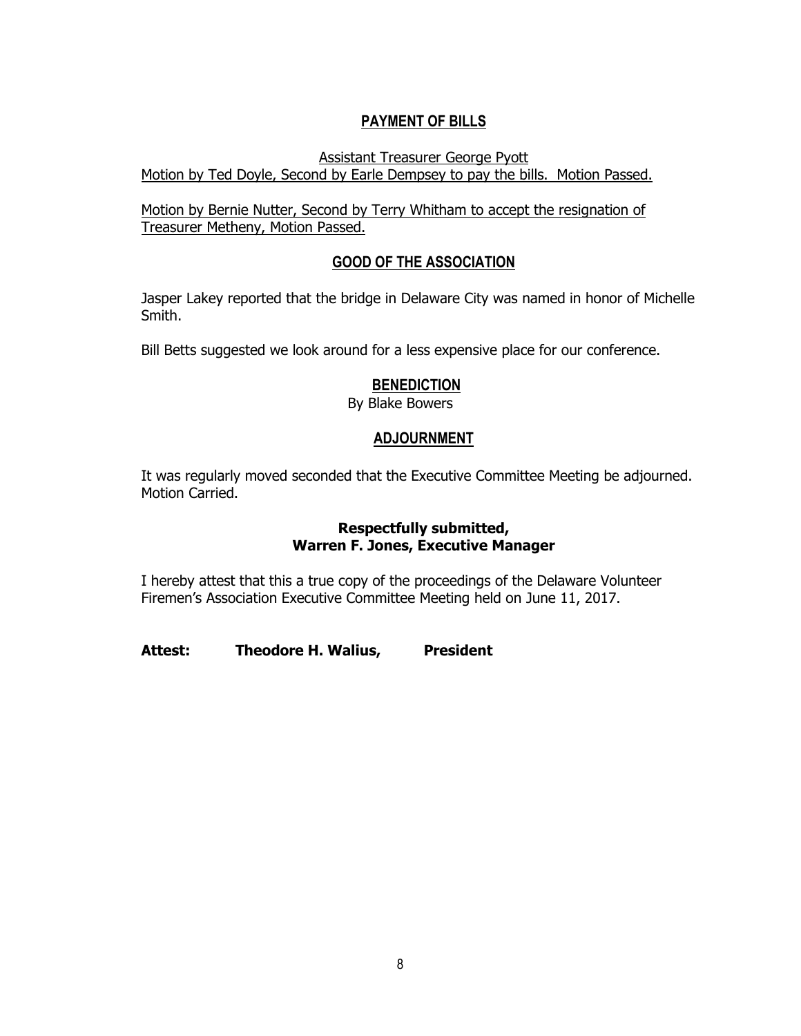## PAYMENT OF BILLS

Assistant Treasurer George Pyott

Motion by Ted Doyle, Second by Earle Dempsey to pay the bills. Motion Passed.

Motion by Bernie Nutter, Second by Terry Whitham to accept the resignation of Treasurer Metheny, Motion Passed.

## GOOD OF THE ASSOCIATION

Jasper Lakey reported that the bridge in Delaware City was named in honor of Michelle Smith.

Bill Betts suggested we look around for a less expensive place for our conference.

## BENEDICTION

By Blake Bowers

## ADJOURNMENT

It was regularly moved seconded that the Executive Committee Meeting be adjourned. Motion Carried.

**Respectfully submitted,**
**Warren F. Jones, Executive Manager**

I hereby attest that this a true copy of the proceedings of the Delaware Volunteer Firemen's Association Executive Committee Meeting held on June 11, 2017.

**Attest: Theodore H. Walius, President**